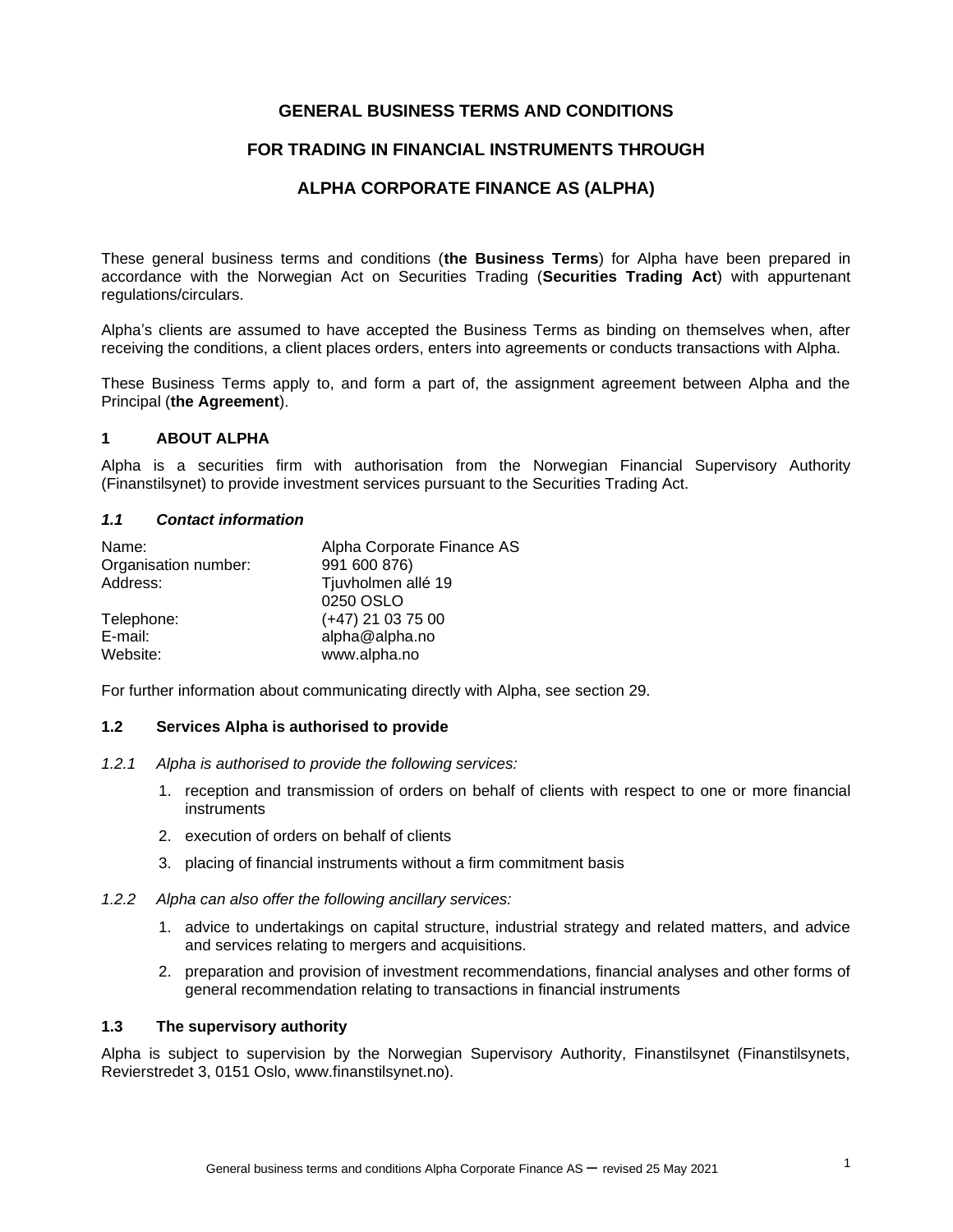# GENERAL BUSINESS TERMS AND CONDITIONS

# FOR TRADING IN FINANCIAL INSTRUMENTS THROUGH

# ALPHA CORPORATE FINANCE AS (ALPHA)

These general business terms and conditions (**the Business Terms**) for Alpha have been prepared in accordance with the Norwegian Act on Securities Trading (**Securities Trading Act**) with appurtenant regulations/circulars.

Alpha's clients are assumed to have accepted the Business Terms as binding on themselves when, after receiving the conditions, a client places orders, enters into agreements or conducts transactions with Alpha.

These Business Terms apply to, and form a part of, the assignment agreement between Alpha and the Principal (**the Agreement**).

## 1 ABOUT ALPHA

Alpha is a securities firm with authorisation from the Norwegian Financial Supervisory Authority (Finanstilsynet) to provide investment services pursuant to the Securities Trading Act.

### *1.1 Contact information*

| | |
|---|---|
| Name: | Alpha Corporate Finance AS |
| Organisation number: | 991 600 876) |
| Address: | Tjuvholmen allé 19<br>0250 OSLO |
| Telephone: | (+47) 21 03 75 00 |
| E-mail: | alpha@alpha.no |
| Website: | www.alpha.no |

For further information about communicating directly with Alpha, see section 29.

### 1.2 Services Alpha is authorised to provide

*1.2.1 Alpha is authorised to provide the following services:*

1. reception and transmission of orders on behalf of clients with respect to one or more financial instruments
2. execution of orders on behalf of clients
3. placing of financial instruments without a firm commitment basis

*1.2.2 Alpha can also offer the following ancillary services:*

1. advice to undertakings on capital structure, industrial strategy and related matters, and advice and services relating to mergers and acquisitions.
2. preparation and provision of investment recommendations, financial analyses and other forms of general recommendation relating to transactions in financial instruments

### 1.3 The supervisory authority

Alpha is subject to supervision by the Norwegian Supervisory Authority, Finanstilsynet (Finanstilsynets, Revierstredet 3, 0151 Oslo, www.finanstilsynet.no).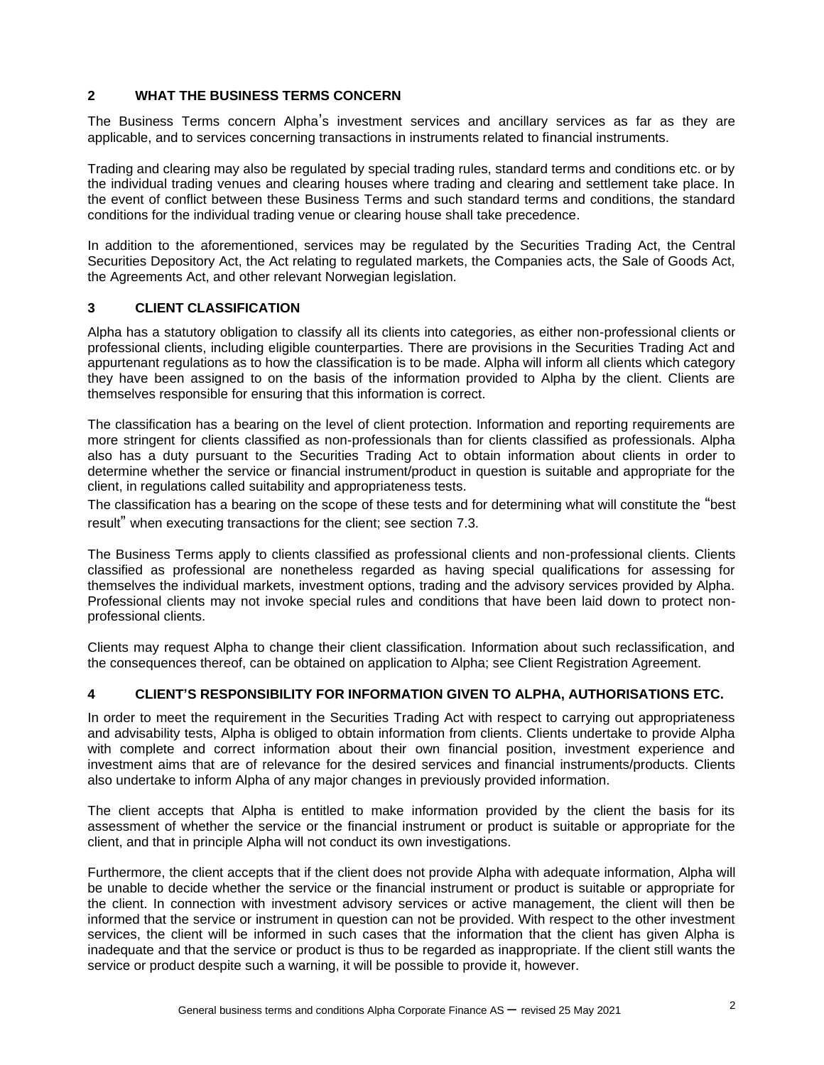## 2 WHAT THE BUSINESS TERMS CONCERN

The Business Terms concern Alpha's investment services and ancillary services as far as they are applicable, and to services concerning transactions in instruments related to financial instruments.

Trading and clearing may also be regulated by special trading rules, standard terms and conditions etc. or by the individual trading venues and clearing houses where trading and clearing and settlement take place. In the event of conflict between these Business Terms and such standard terms and conditions, the standard conditions for the individual trading venue or clearing house shall take precedence.

In addition to the aforementioned, services may be regulated by the Securities Trading Act, the Central Securities Depository Act, the Act relating to regulated markets, the Companies acts, the Sale of Goods Act, the Agreements Act, and other relevant Norwegian legislation.

## 3 CLIENT CLASSIFICATION

Alpha has a statutory obligation to classify all its clients into categories, as either non-professional clients or professional clients, including eligible counterparties. There are provisions in the Securities Trading Act and appurtenant regulations as to how the classification is to be made. Alpha will inform all clients which category they have been assigned to on the basis of the information provided to Alpha by the client. Clients are themselves responsible for ensuring that this information is correct.

The classification has a bearing on the level of client protection. Information and reporting requirements are more stringent for clients classified as non-professionals than for clients classified as professionals. Alpha also has a duty pursuant to the Securities Trading Act to obtain information about clients in order to determine whether the service or financial instrument/product in question is suitable and appropriate for the client, in regulations called suitability and appropriateness tests.
The classification has a bearing on the scope of these tests and for determining what will constitute the "best result" when executing transactions for the client; see section 7.3.

The Business Terms apply to clients classified as professional clients and non-professional clients. Clients classified as professional are nonetheless regarded as having special qualifications for assessing for themselves the individual markets, investment options, trading and the advisory services provided by Alpha. Professional clients may not invoke special rules and conditions that have been laid down to protect non-professional clients.

Clients may request Alpha to change their client classification. Information about such reclassification, and the consequences thereof, can be obtained on application to Alpha; see Client Registration Agreement.

## 4 CLIENT'S RESPONSIBILITY FOR INFORMATION GIVEN TO ALPHA, AUTHORISATIONS ETC.

In order to meet the requirement in the Securities Trading Act with respect to carrying out appropriateness and advisability tests, Alpha is obliged to obtain information from clients. Clients undertake to provide Alpha with complete and correct information about their own financial position, investment experience and investment aims that are of relevance for the desired services and financial instruments/products. Clients also undertake to inform Alpha of any major changes in previously provided information.

The client accepts that Alpha is entitled to make information provided by the client the basis for its assessment of whether the service or the financial instrument or product is suitable or appropriate for the client, and that in principle Alpha will not conduct its own investigations.

Furthermore, the client accepts that if the client does not provide Alpha with adequate information, Alpha will be unable to decide whether the service or the financial instrument or product is suitable or appropriate for the client. In connection with investment advisory services or active management, the client will then be informed that the service or instrument in question can not be provided. With respect to the other investment services, the client will be informed in such cases that the information that the client has given Alpha is inadequate and that the service or product is thus to be regarded as inappropriate. If the client still wants the service or product despite such a warning, it will be possible to provide it, however.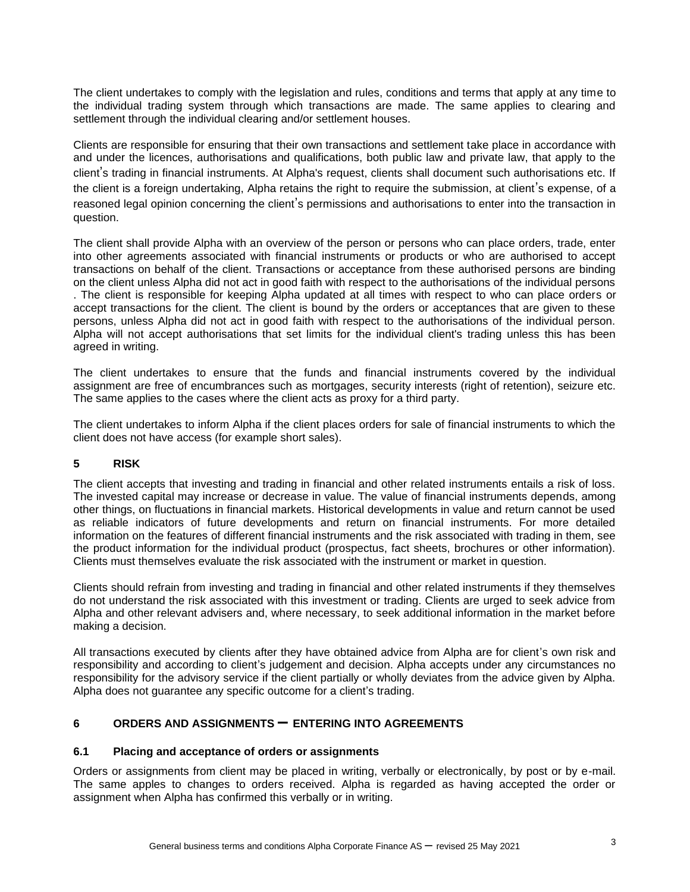The client undertakes to comply with the legislation and rules, conditions and terms that apply at any time to the individual trading system through which transactions are made. The same applies to clearing and settlement through the individual clearing and/or settlement houses.

Clients are responsible for ensuring that their own transactions and settlement take place in accordance with and under the licences, authorisations and qualifications, both public law and private law, that apply to the client's trading in financial instruments. At Alpha's request, clients shall document such authorisations etc. If the client is a foreign undertaking, Alpha retains the right to require the submission, at client's expense, of a reasoned legal opinion concerning the client's permissions and authorisations to enter into the transaction in question.

The client shall provide Alpha with an overview of the person or persons who can place orders, trade, enter into other agreements associated with financial instruments or products or who are authorised to accept transactions on behalf of the client. Transactions or acceptance from these authorised persons are binding on the client unless Alpha did not act in good faith with respect to the authorisations of the individual persons . The client is responsible for keeping Alpha updated at all times with respect to who can place orders or accept transactions for the client. The client is bound by the orders or acceptances that are given to these persons, unless Alpha did not act in good faith with respect to the authorisations of the individual person. Alpha will not accept authorisations that set limits for the individual client's trading unless this has been agreed in writing.

The client undertakes to ensure that the funds and financial instruments covered by the individual assignment are free of encumbrances such as mortgages, security interests (right of retention), seizure etc. The same applies to the cases where the client acts as proxy for a third party.

The client undertakes to inform Alpha if the client places orders for sale of financial instruments to which the client does not have access (for example short sales).

## 5 RISK

The client accepts that investing and trading in financial and other related instruments entails a risk of loss. The invested capital may increase or decrease in value. The value of financial instruments depends, among other things, on fluctuations in financial markets. Historical developments in value and return cannot be used as reliable indicators of future developments and return on financial instruments. For more detailed information on the features of different financial instruments and the risk associated with trading in them, see the product information for the individual product (prospectus, fact sheets, brochures or other information). Clients must themselves evaluate the risk associated with the instrument or market in question.

Clients should refrain from investing and trading in financial and other related instruments if they themselves do not understand the risk associated with this investment or trading. Clients are urged to seek advice from Alpha and other relevant advisers and, where necessary, to seek additional information in the market before making a decision.

All transactions executed by clients after they have obtained advice from Alpha are for client's own risk and responsibility and according to client's judgement and decision. Alpha accepts under any circumstances no responsibility for the advisory service if the client partially or wholly deviates from the advice given by Alpha. Alpha does not guarantee any specific outcome for a client's trading.

## 6 ORDERS AND ASSIGNMENTS – ENTERING INTO AGREEMENTS

### 6.1 Placing and acceptance of orders or assignments

Orders or assignments from client may be placed in writing, verbally or electronically, by post or by e-mail. The same apples to changes to orders received. Alpha is regarded as having accepted the order or assignment when Alpha has confirmed this verbally or in writing.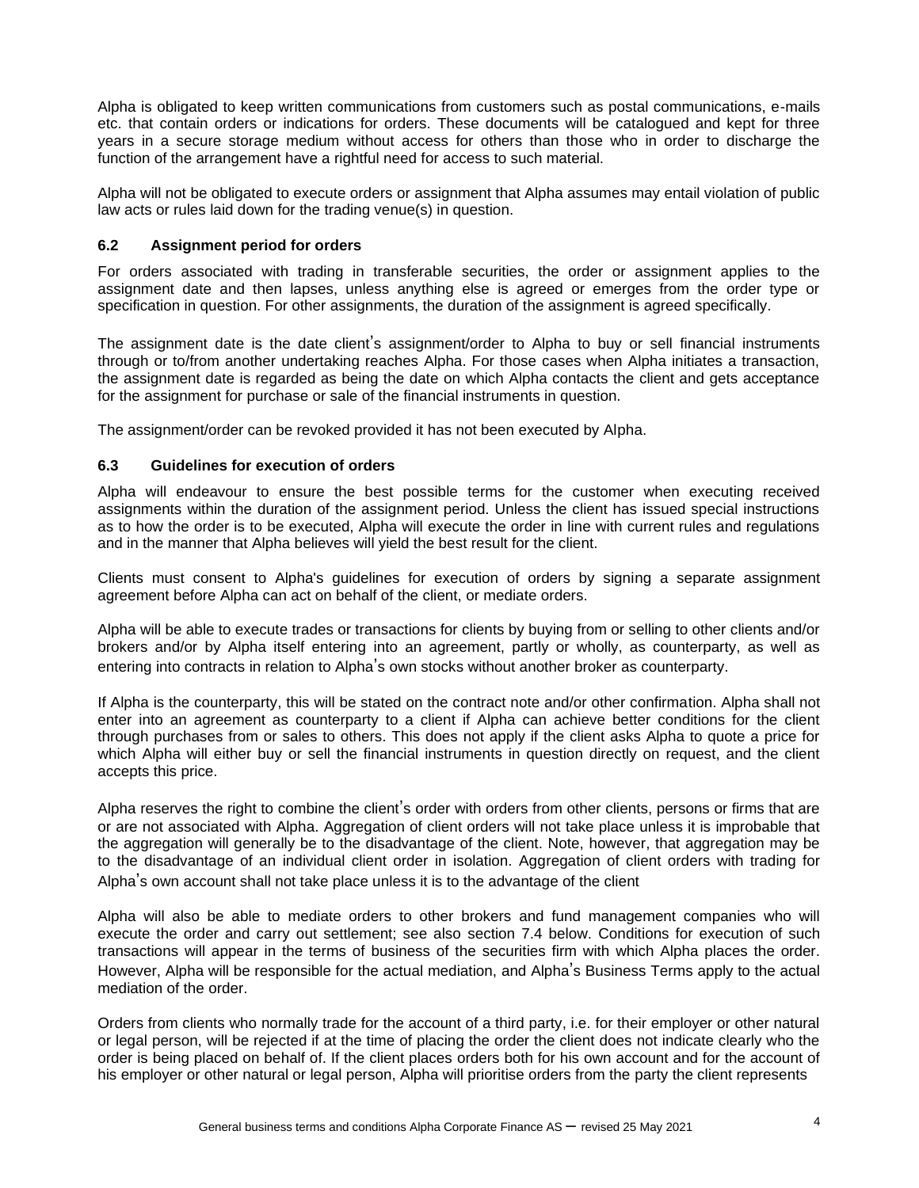Alpha is obligated to keep written communications from customers such as postal communications, e-mails etc. that contain orders or indications for orders. These documents will be catalogued and kept for three years in a secure storage medium without access for others than those who in order to discharge the function of the arrangement have a rightful need for access to such material.

Alpha will not be obligated to execute orders or assignment that Alpha assumes may entail violation of public law acts or rules laid down for the trading venue(s) in question.

### 6.2 Assignment period for orders

For orders associated with trading in transferable securities, the order or assignment applies to the assignment date and then lapses, unless anything else is agreed or emerges from the order type or specification in question. For other assignments, the duration of the assignment is agreed specifically.

The assignment date is the date client's assignment/order to Alpha to buy or sell financial instruments through or to/from another undertaking reaches Alpha. For those cases when Alpha initiates a transaction, the assignment date is regarded as being the date on which Alpha contacts the client and gets acceptance for the assignment for purchase or sale of the financial instruments in question.

The assignment/order can be revoked provided it has not been executed by Alpha.

### 6.3 Guidelines for execution of orders

Alpha will endeavour to ensure the best possible terms for the customer when executing received assignments within the duration of the assignment period. Unless the client has issued special instructions as to how the order is to be executed, Alpha will execute the order in line with current rules and regulations and in the manner that Alpha believes will yield the best result for the client.

Clients must consent to Alpha's guidelines for execution of orders by signing a separate assignment agreement before Alpha can act on behalf of the client, or mediate orders.

Alpha will be able to execute trades or transactions for clients by buying from or selling to other clients and/or brokers and/or by Alpha itself entering into an agreement, partly or wholly, as counterparty, as well as entering into contracts in relation to Alpha's own stocks without another broker as counterparty.

If Alpha is the counterparty, this will be stated on the contract note and/or other confirmation. Alpha shall not enter into an agreement as counterparty to a client if Alpha can achieve better conditions for the client through purchases from or sales to others. This does not apply if the client asks Alpha to quote a price for which Alpha will either buy or sell the financial instruments in question directly on request, and the client accepts this price.

Alpha reserves the right to combine the client's order with orders from other clients, persons or firms that are or are not associated with Alpha. Aggregation of client orders will not take place unless it is improbable that the aggregation will generally be to the disadvantage of the client. Note, however, that aggregation may be to the disadvantage of an individual client order in isolation. Aggregation of client orders with trading for Alpha's own account shall not take place unless it is to the advantage of the client

Alpha will also be able to mediate orders to other brokers and fund management companies who will execute the order and carry out settlement; see also section 7.4 below. Conditions for execution of such transactions will appear in the terms of business of the securities firm with which Alpha places the order. However, Alpha will be responsible for the actual mediation, and Alpha's Business Terms apply to the actual mediation of the order.

Orders from clients who normally trade for the account of a third party, i.e. for their employer or other natural or legal person, will be rejected if at the time of placing the order the client does not indicate clearly who the order is being placed on behalf of. If the client places orders both for his own account and for the account of his employer or other natural or legal person, Alpha will prioritise orders from the party the client represents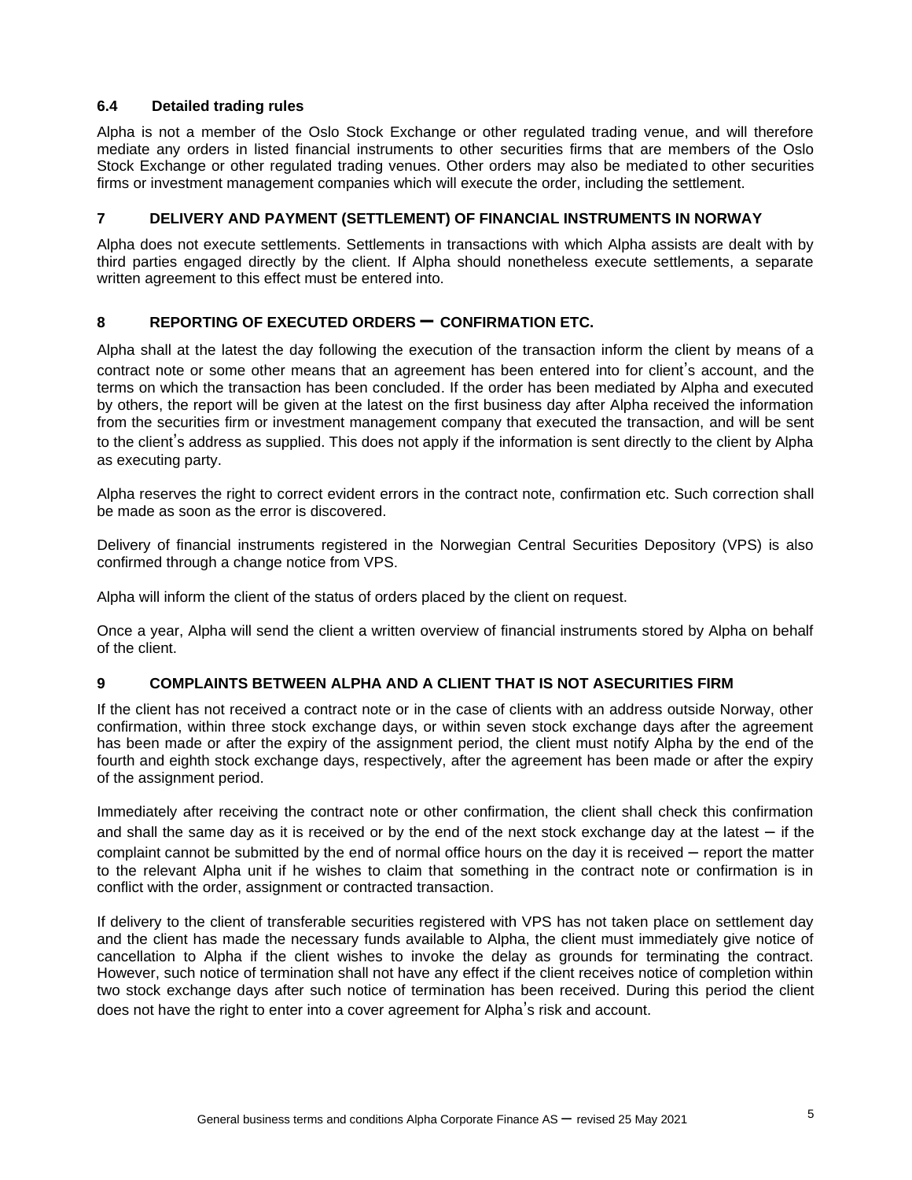### 6.4 Detailed trading rules

Alpha is not a member of the Oslo Stock Exchange or other regulated trading venue, and will therefore mediate any orders in listed financial instruments to other securities firms that are members of the Oslo Stock Exchange or other regulated trading venues. Other orders may also be mediated to other securities firms or investment management companies which will execute the order, including the settlement.

## 7 DELIVERY AND PAYMENT (SETTLEMENT) OF FINANCIAL INSTRUMENTS IN NORWAY

Alpha does not execute settlements. Settlements in transactions with which Alpha assists are dealt with by third parties engaged directly by the client. If Alpha should nonetheless execute settlements, a separate written agreement to this effect must be entered into.

## 8 REPORTING OF EXECUTED ORDERS – CONFIRMATION ETC.

Alpha shall at the latest the day following the execution of the transaction inform the client by means of a contract note or some other means that an agreement has been entered into for client's account, and the terms on which the transaction has been concluded. If the order has been mediated by Alpha and executed by others, the report will be given at the latest on the first business day after Alpha received the information from the securities firm or investment management company that executed the transaction, and will be sent to the client's address as supplied. This does not apply if the information is sent directly to the client by Alpha as executing party.

Alpha reserves the right to correct evident errors in the contract note, confirmation etc. Such correction shall be made as soon as the error is discovered.

Delivery of financial instruments registered in the Norwegian Central Securities Depository (VPS) is also confirmed through a change notice from VPS.

Alpha will inform the client of the status of orders placed by the client on request.

Once a year, Alpha will send the client a written overview of financial instruments stored by Alpha on behalf of the client.

## 9 COMPLAINTS BETWEEN ALPHA AND A CLIENT THAT IS NOT ASECURITIES FIRM

If the client has not received a contract note or in the case of clients with an address outside Norway, other confirmation, within three stock exchange days, or within seven stock exchange days after the agreement has been made or after the expiry of the assignment period, the client must notify Alpha by the end of the fourth and eighth stock exchange days, respectively, after the agreement has been made or after the expiry of the assignment period.

Immediately after receiving the contract note or other confirmation, the client shall check this confirmation and shall the same day as it is received or by the end of the next stock exchange day at the latest – if the complaint cannot be submitted by the end of normal office hours on the day it is received – report the matter to the relevant Alpha unit if he wishes to claim that something in the contract note or confirmation is in conflict with the order, assignment or contracted transaction.

If delivery to the client of transferable securities registered with VPS has not taken place on settlement day and the client has made the necessary funds available to Alpha, the client must immediately give notice of cancellation to Alpha if the client wishes to invoke the delay as grounds for terminating the contract. However, such notice of termination shall not have any effect if the client receives notice of completion within two stock exchange days after such notice of termination has been received. During this period the client does not have the right to enter into a cover agreement for Alpha's risk and account.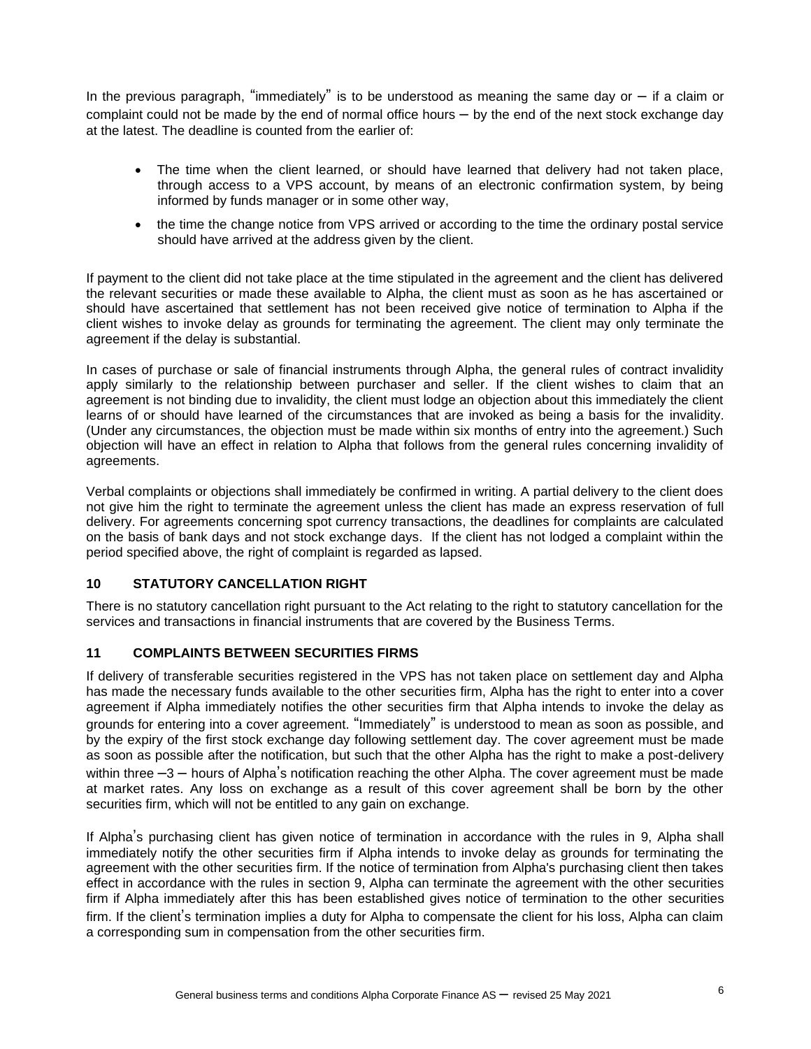In the previous paragraph, "immediately" is to be understood as meaning the same day or – if a claim or complaint could not be made by the end of normal office hours – by the end of the next stock exchange day at the latest. The deadline is counted from the earlier of:

- The time when the client learned, or should have learned that delivery had not taken place, through access to a VPS account, by means of an electronic confirmation system, by being informed by funds manager or in some other way,
- the time the change notice from VPS arrived or according to the time the ordinary postal service should have arrived at the address given by the client.

If payment to the client did not take place at the time stipulated in the agreement and the client has delivered the relevant securities or made these available to Alpha, the client must as soon as he has ascertained or should have ascertained that settlement has not been received give notice of termination to Alpha if the client wishes to invoke delay as grounds for terminating the agreement. The client may only terminate the agreement if the delay is substantial.

In cases of purchase or sale of financial instruments through Alpha, the general rules of contract invalidity apply similarly to the relationship between purchaser and seller. If the client wishes to claim that an agreement is not binding due to invalidity, the client must lodge an objection about this immediately the client learns of or should have learned of the circumstances that are invoked as being a basis for the invalidity. (Under any circumstances, the objection must be made within six months of entry into the agreement.) Such objection will have an effect in relation to Alpha that follows from the general rules concerning invalidity of agreements.

Verbal complaints or objections shall immediately be confirmed in writing. A partial delivery to the client does not give him the right to terminate the agreement unless the client has made an express reservation of full delivery. For agreements concerning spot currency transactions, the deadlines for complaints are calculated on the basis of bank days and not stock exchange days. If the client has not lodged a complaint within the period specified above, the right of complaint is regarded as lapsed.

## 10 STATUTORY CANCELLATION RIGHT

There is no statutory cancellation right pursuant to the Act relating to the right to statutory cancellation for the services and transactions in financial instruments that are covered by the Business Terms.

## 11 COMPLAINTS BETWEEN SECURITIES FIRMS

If delivery of transferable securities registered in the VPS has not taken place on settlement day and Alpha has made the necessary funds available to the other securities firm, Alpha has the right to enter into a cover agreement if Alpha immediately notifies the other securities firm that Alpha intends to invoke the delay as grounds for entering into a cover agreement. "Immediately" is understood to mean as soon as possible, and by the expiry of the first stock exchange day following settlement day. The cover agreement must be made as soon as possible after the notification, but such that the other Alpha has the right to make a post-delivery within three –3 – hours of Alpha's notification reaching the other Alpha. The cover agreement must be made at market rates. Any loss on exchange as a result of this cover agreement shall be born by the other securities firm, which will not be entitled to any gain on exchange.

If Alpha's purchasing client has given notice of termination in accordance with the rules in 9, Alpha shall immediately notify the other securities firm if Alpha intends to invoke delay as grounds for terminating the agreement with the other securities firm. If the notice of termination from Alpha's purchasing client then takes effect in accordance with the rules in section 9, Alpha can terminate the agreement with the other securities firm if Alpha immediately after this has been established gives notice of termination to the other securities firm. If the client's termination implies a duty for Alpha to compensate the client for his loss, Alpha can claim a corresponding sum in compensation from the other securities firm.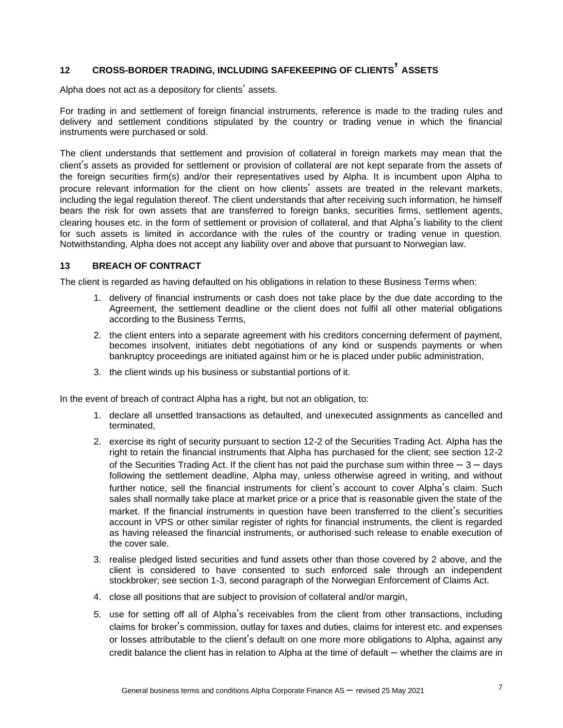## 12 CROSS-BORDER TRADING, INCLUDING SAFEKEEPING OF CLIENTS' ASSETS

Alpha does not act as a depository for clients' assets.

For trading in and settlement of foreign financial instruments, reference is made to the trading rules and delivery and settlement conditions stipulated by the country or trading venue in which the financial instruments were purchased or sold.

The client understands that settlement and provision of collateral in foreign markets may mean that the client's assets as provided for settlement or provision of collateral are not kept separate from the assets of the foreign securities firm(s) and/or their representatives used by Alpha. It is incumbent upon Alpha to procure relevant information for the client on how clients' assets are treated in the relevant markets, including the legal regulation thereof. The client understands that after receiving such information, he himself bears the risk for own assets that are transferred to foreign banks, securities firms, settlement agents, clearing houses etc. in the form of settlement or provision of collateral, and that Alpha's liability to the client for such assets is limited in accordance with the rules of the country or trading venue in question. Notwithstanding, Alpha does not accept any liability over and above that pursuant to Norwegian law.

## 13 BREACH OF CONTRACT

The client is regarded as having defaulted on his obligations in relation to these Business Terms when:

1. delivery of financial instruments or cash does not take place by the due date according to the Agreement, the settlement deadline or the client does not fulfil all other material obligations according to the Business Terms,
2. the client enters into a separate agreement with his creditors concerning deferment of payment, becomes insolvent, initiates debt negotiations of any kind or suspends payments or when bankruptcy proceedings are initiated against him or he is placed under public administration,
3. the client winds up his business or substantial portions of it.

In the event of breach of contract Alpha has a right, but not an obligation, to:

1. declare all unsettled transactions as defaulted, and unexecuted assignments as cancelled and terminated,
2. exercise its right of security pursuant to section 12-2 of the Securities Trading Act. Alpha has the right to retain the financial instruments that Alpha has purchased for the client; see section 12-2 of the Securities Trading Act. If the client has not paid the purchase sum within three – 3 – days following the settlement deadline, Alpha may, unless otherwise agreed in writing, and without further notice, sell the financial instruments for client's account to cover Alpha's claim. Such sales shall normally take place at market price or a price that is reasonable given the state of the market. If the financial instruments in question have been transferred to the client's securities account in VPS or other similar register of rights for financial instruments, the client is regarded as having released the financial instruments, or authorised such release to enable execution of the cover sale.
3. realise pledged listed securities and fund assets other than those covered by 2 above, and the client is considered to have consented to such enforced sale through an independent stockbroker; see section 1-3, second paragraph of the Norwegian Enforcement of Claims Act.
4. close all positions that are subject to provision of collateral and/or margin,
5. use for setting off all of Alpha's receivables from the client from other transactions, including claims for broker's commission, outlay for taxes and duties, claims for interest etc. and expenses or losses attributable to the client's default on one more more obligations to Alpha, against any credit balance the client has in relation to Alpha at the time of default – whether the claims are in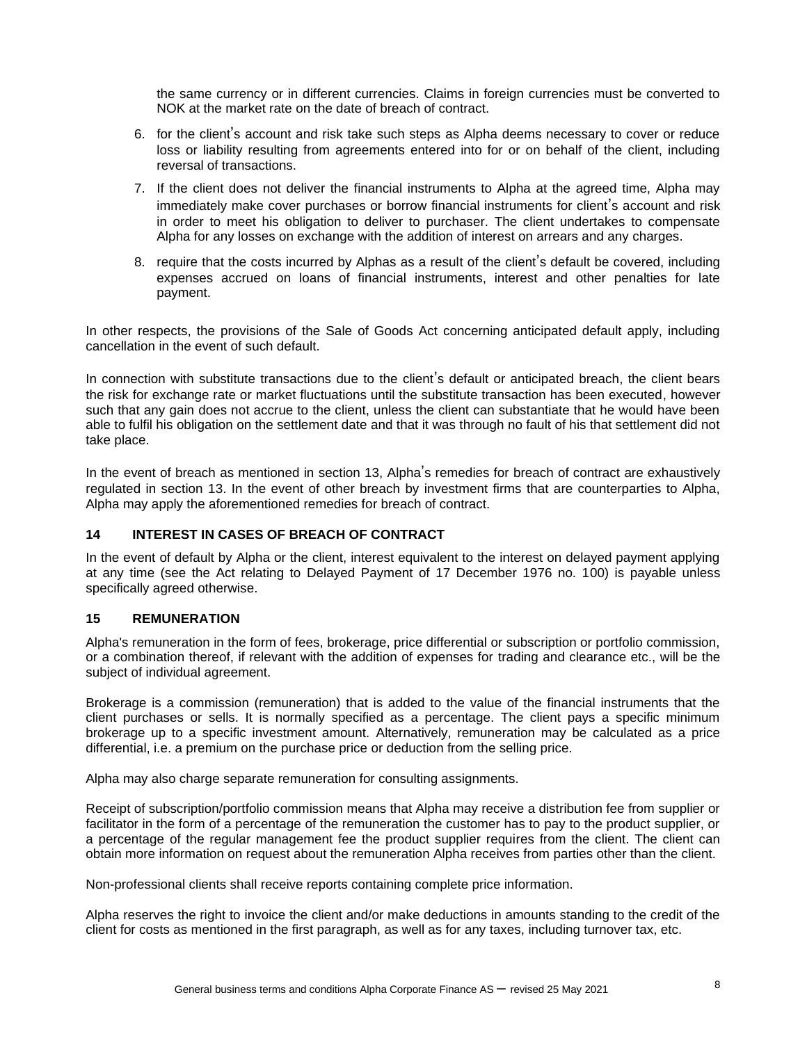the same currency or in different currencies. Claims in foreign currencies must be converted to NOK at the market rate on the date of breach of contract.

6. for the client's account and risk take such steps as Alpha deems necessary to cover or reduce loss or liability resulting from agreements entered into for or on behalf of the client, including reversal of transactions.
7. If the client does not deliver the financial instruments to Alpha at the agreed time, Alpha may immediately make cover purchases or borrow financial instruments for client's account and risk in order to meet his obligation to deliver to purchaser. The client undertakes to compensate Alpha for any losses on exchange with the addition of interest on arrears and any charges.
8. require that the costs incurred by Alphas as a result of the client's default be covered, including expenses accrued on loans of financial instruments, interest and other penalties for late payment.

In other respects, the provisions of the Sale of Goods Act concerning anticipated default apply, including cancellation in the event of such default.

In connection with substitute transactions due to the client's default or anticipated breach, the client bears the risk for exchange rate or market fluctuations until the substitute transaction has been executed, however such that any gain does not accrue to the client, unless the client can substantiate that he would have been able to fulfil his obligation on the settlement date and that it was through no fault of his that settlement did not take place.

In the event of breach as mentioned in section 13, Alpha's remedies for breach of contract are exhaustively regulated in section 13. In the event of other breach by investment firms that are counterparties to Alpha, Alpha may apply the aforementioned remedies for breach of contract.

## 14 INTEREST IN CASES OF BREACH OF CONTRACT

In the event of default by Alpha or the client, interest equivalent to the interest on delayed payment applying at any time (see the Act relating to Delayed Payment of 17 December 1976 no. 100) is payable unless specifically agreed otherwise.

## 15 REMUNERATION

Alpha's remuneration in the form of fees, brokerage, price differential or subscription or portfolio commission, or a combination thereof, if relevant with the addition of expenses for trading and clearance etc., will be the subject of individual agreement.

Brokerage is a commission (remuneration) that is added to the value of the financial instruments that the client purchases or sells. It is normally specified as a percentage. The client pays a specific minimum brokerage up to a specific investment amount. Alternatively, remuneration may be calculated as a price differential, i.e. a premium on the purchase price or deduction from the selling price.

Alpha may also charge separate remuneration for consulting assignments.

Receipt of subscription/portfolio commission means that Alpha may receive a distribution fee from supplier or facilitator in the form of a percentage of the remuneration the customer has to pay to the product supplier, or a percentage of the regular management fee the product supplier requires from the client. The client can obtain more information on request about the remuneration Alpha receives from parties other than the client.

Non-professional clients shall receive reports containing complete price information.

Alpha reserves the right to invoice the client and/or make deductions in amounts standing to the credit of the client for costs as mentioned in the first paragraph, as well as for any taxes, including turnover tax, etc.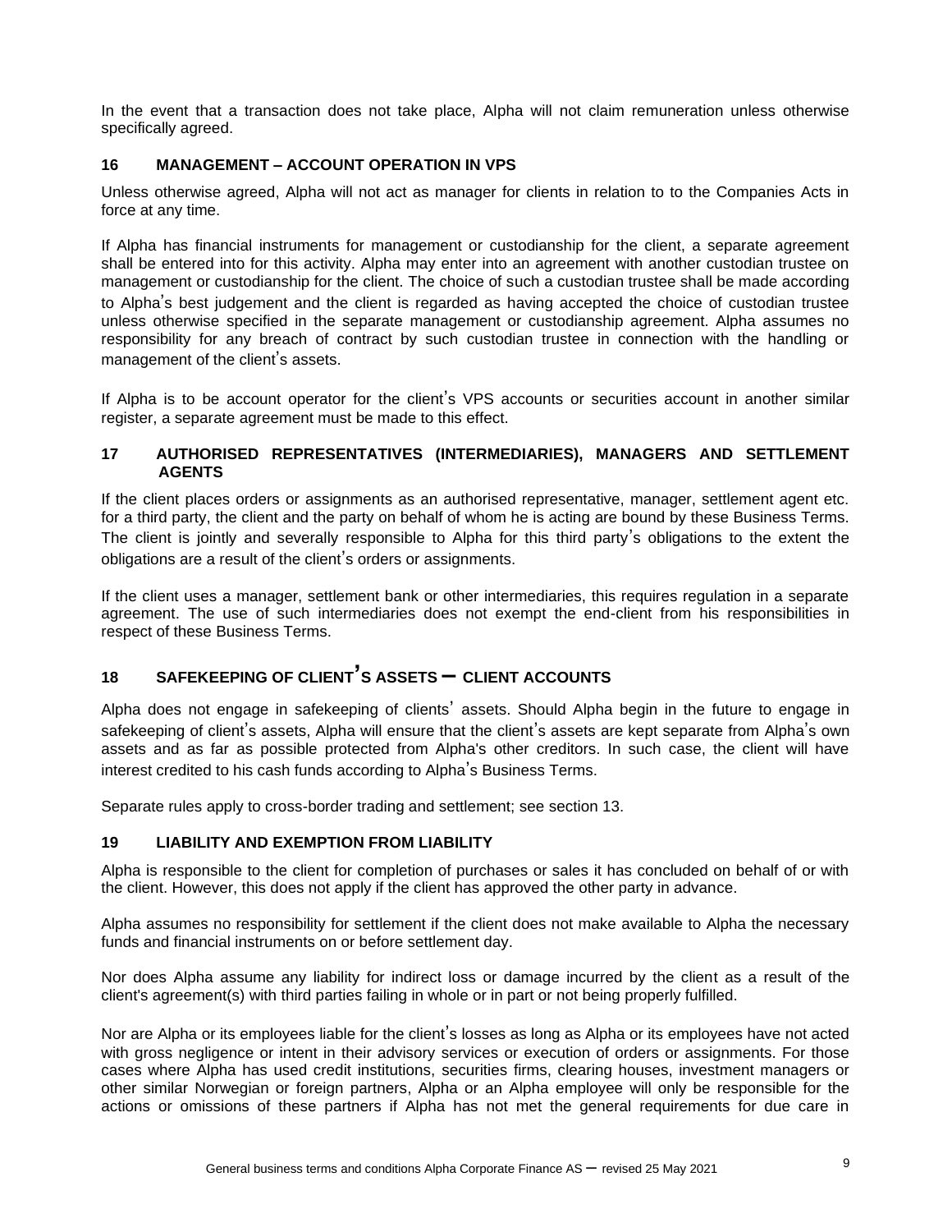In the event that a transaction does not take place, Alpha will not claim remuneration unless otherwise specifically agreed.

## 16 MANAGEMENT – ACCOUNT OPERATION IN VPS

Unless otherwise agreed, Alpha will not act as manager for clients in relation to to the Companies Acts in force at any time.

If Alpha has financial instruments for management or custodianship for the client, a separate agreement shall be entered into for this activity. Alpha may enter into an agreement with another custodian trustee on management or custodianship for the client. The choice of such a custodian trustee shall be made according to Alpha's best judgement and the client is regarded as having accepted the choice of custodian trustee unless otherwise specified in the separate management or custodianship agreement. Alpha assumes no responsibility for any breach of contract by such custodian trustee in connection with the handling or management of the client's assets.

If Alpha is to be account operator for the client's VPS accounts or securities account in another similar register, a separate agreement must be made to this effect.

## 17 AUTHORISED REPRESENTATIVES (INTERMEDIARIES), MANAGERS AND SETTLEMENT AGENTS

If the client places orders or assignments as an authorised representative, manager, settlement agent etc. for a third party, the client and the party on behalf of whom he is acting are bound by these Business Terms. The client is jointly and severally responsible to Alpha for this third party's obligations to the extent the obligations are a result of the client's orders or assignments.

If the client uses a manager, settlement bank or other intermediaries, this requires regulation in a separate agreement. The use of such intermediaries does not exempt the end-client from his responsibilities in respect of these Business Terms.

## 18 SAFEKEEPING OF CLIENT'S ASSETS – CLIENT ACCOUNTS

Alpha does not engage in safekeeping of clients' assets. Should Alpha begin in the future to engage in safekeeping of client's assets, Alpha will ensure that the client's assets are kept separate from Alpha's own assets and as far as possible protected from Alpha's other creditors. In such case, the client will have interest credited to his cash funds according to Alpha's Business Terms.

Separate rules apply to cross-border trading and settlement; see section 13.

## 19 LIABILITY AND EXEMPTION FROM LIABILITY

Alpha is responsible to the client for completion of purchases or sales it has concluded on behalf of or with the client. However, this does not apply if the client has approved the other party in advance.

Alpha assumes no responsibility for settlement if the client does not make available to Alpha the necessary funds and financial instruments on or before settlement day.

Nor does Alpha assume any liability for indirect loss or damage incurred by the client as a result of the client's agreement(s) with third parties failing in whole or in part or not being properly fulfilled.

Nor are Alpha or its employees liable for the client's losses as long as Alpha or its employees have not acted with gross negligence or intent in their advisory services or execution of orders or assignments. For those cases where Alpha has used credit institutions, securities firms, clearing houses, investment managers or other similar Norwegian or foreign partners, Alpha or an Alpha employee will only be responsible for the actions or omissions of these partners if Alpha has not met the general requirements for due care in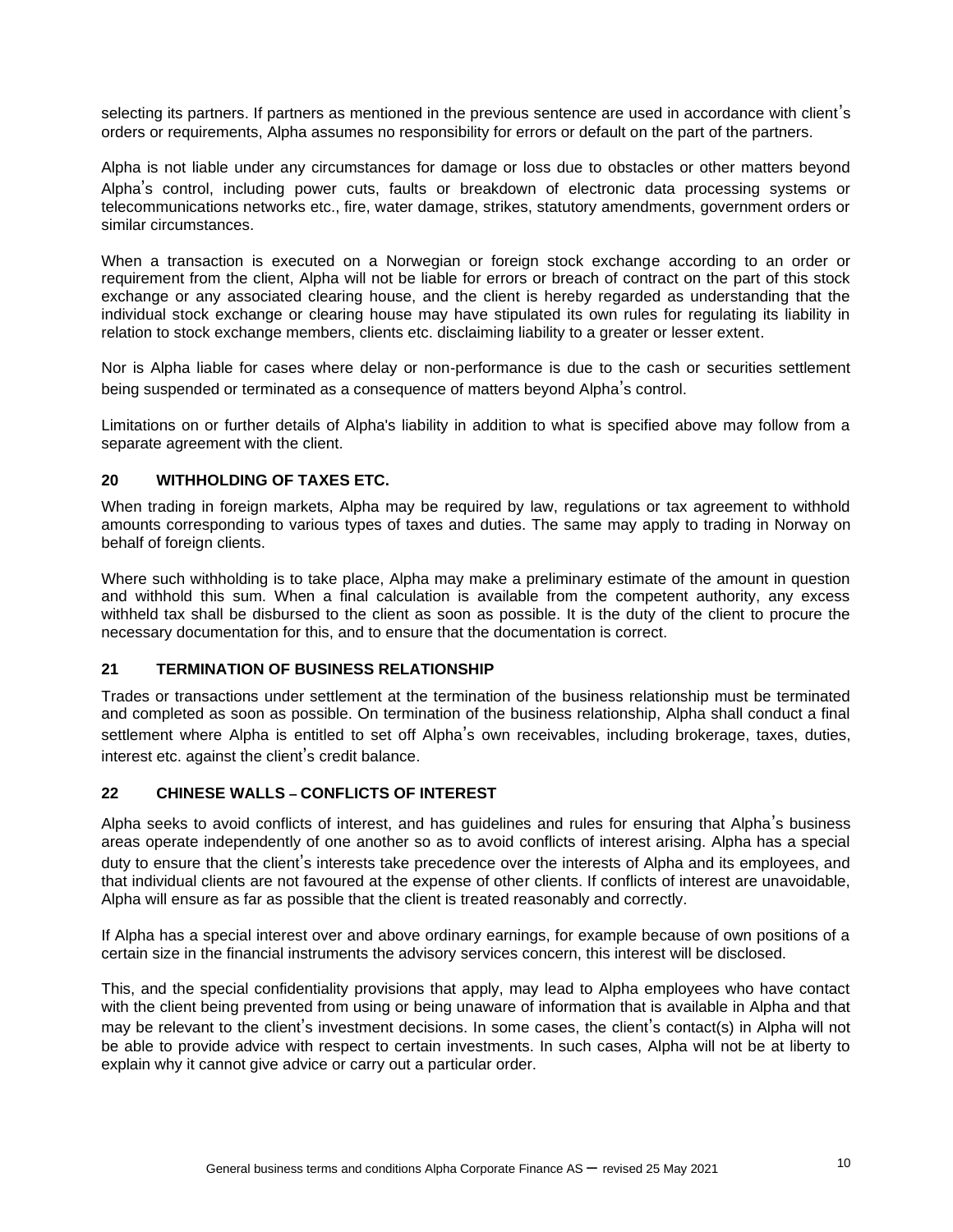selecting its partners. If partners as mentioned in the previous sentence are used in accordance with client's orders or requirements, Alpha assumes no responsibility for errors or default on the part of the partners.

Alpha is not liable under any circumstances for damage or loss due to obstacles or other matters beyond Alpha's control, including power cuts, faults or breakdown of electronic data processing systems or telecommunications networks etc., fire, water damage, strikes, statutory amendments, government orders or similar circumstances.

When a transaction is executed on a Norwegian or foreign stock exchange according to an order or requirement from the client, Alpha will not be liable for errors or breach of contract on the part of this stock exchange or any associated clearing house, and the client is hereby regarded as understanding that the individual stock exchange or clearing house may have stipulated its own rules for regulating its liability in relation to stock exchange members, clients etc. disclaiming liability to a greater or lesser extent.

Nor is Alpha liable for cases where delay or non-performance is due to the cash or securities settlement being suspended or terminated as a consequence of matters beyond Alpha's control.

Limitations on or further details of Alpha's liability in addition to what is specified above may follow from a separate agreement with the client.

## 20 WITHHOLDING OF TAXES ETC.

When trading in foreign markets, Alpha may be required by law, regulations or tax agreement to withhold amounts corresponding to various types of taxes and duties. The same may apply to trading in Norway on behalf of foreign clients.

Where such withholding is to take place, Alpha may make a preliminary estimate of the amount in question and withhold this sum. When a final calculation is available from the competent authority, any excess withheld tax shall be disbursed to the client as soon as possible. It is the duty of the client to procure the necessary documentation for this, and to ensure that the documentation is correct.

## 21 TERMINATION OF BUSINESS RELATIONSHIP

Trades or transactions under settlement at the termination of the business relationship must be terminated and completed as soon as possible. On termination of the business relationship, Alpha shall conduct a final settlement where Alpha is entitled to set off Alpha's own receivables, including brokerage, taxes, duties, interest etc. against the client's credit balance.

## 22 CHINESE WALLS – CONFLICTS OF INTEREST

Alpha seeks to avoid conflicts of interest, and has guidelines and rules for ensuring that Alpha's business areas operate independently of one another so as to avoid conflicts of interest arising. Alpha has a special duty to ensure that the client's interests take precedence over the interests of Alpha and its employees, and that individual clients are not favoured at the expense of other clients. If conflicts of interest are unavoidable, Alpha will ensure as far as possible that the client is treated reasonably and correctly.

If Alpha has a special interest over and above ordinary earnings, for example because of own positions of a certain size in the financial instruments the advisory services concern, this interest will be disclosed.

This, and the special confidentiality provisions that apply, may lead to Alpha employees who have contact with the client being prevented from using or being unaware of information that is available in Alpha and that may be relevant to the client's investment decisions. In some cases, the client's contact(s) in Alpha will not be able to provide advice with respect to certain investments. In such cases, Alpha will not be at liberty to explain why it cannot give advice or carry out a particular order.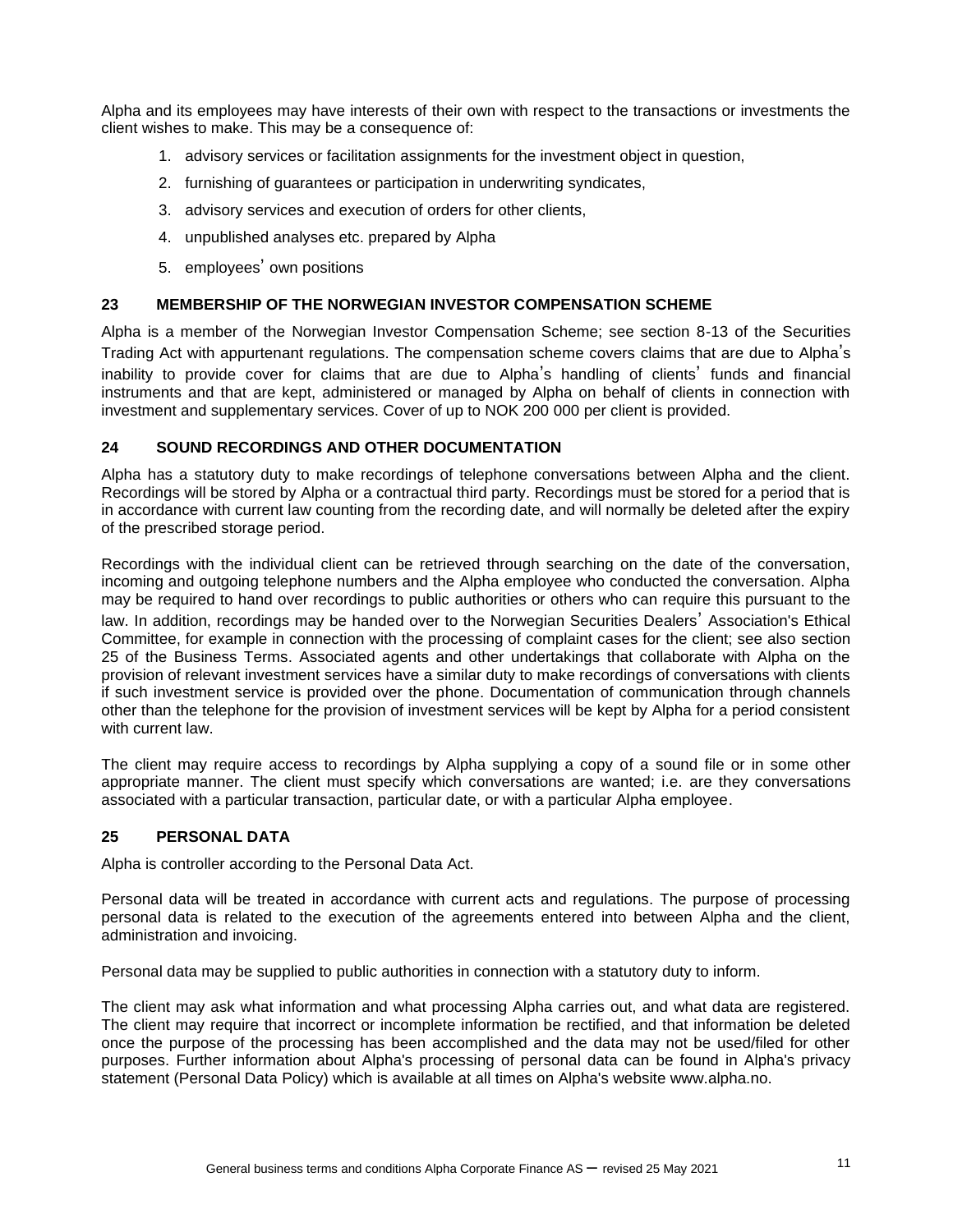Alpha and its employees may have interests of their own with respect to the transactions or investments the client wishes to make. This may be a consequence of:

1. advisory services or facilitation assignments for the investment object in question,
2. furnishing of guarantees or participation in underwriting syndicates,
3. advisory services and execution of orders for other clients,
4. unpublished analyses etc. prepared by Alpha
5. employees' own positions

## 23 MEMBERSHIP OF THE NORWEGIAN INVESTOR COMPENSATION SCHEME

Alpha is a member of the Norwegian Investor Compensation Scheme; see section 8-13 of the Securities Trading Act with appurtenant regulations. The compensation scheme covers claims that are due to Alpha's inability to provide cover for claims that are due to Alpha's handling of clients' funds and financial instruments and that are kept, administered or managed by Alpha on behalf of clients in connection with investment and supplementary services. Cover of up to NOK 200 000 per client is provided.

## 24 SOUND RECORDINGS AND OTHER DOCUMENTATION

Alpha has a statutory duty to make recordings of telephone conversations between Alpha and the client. Recordings will be stored by Alpha or a contractual third party. Recordings must be stored for a period that is in accordance with current law counting from the recording date, and will normally be deleted after the expiry of the prescribed storage period.

Recordings with the individual client can be retrieved through searching on the date of the conversation, incoming and outgoing telephone numbers and the Alpha employee who conducted the conversation. Alpha may be required to hand over recordings to public authorities or others who can require this pursuant to the law. In addition, recordings may be handed over to the Norwegian Securities Dealers' Association's Ethical Committee, for example in connection with the processing of complaint cases for the client; see also section 25 of the Business Terms. Associated agents and other undertakings that collaborate with Alpha on the provision of relevant investment services have a similar duty to make recordings of conversations with clients if such investment service is provided over the phone. Documentation of communication through channels other than the telephone for the provision of investment services will be kept by Alpha for a period consistent with current law.

The client may require access to recordings by Alpha supplying a copy of a sound file or in some other appropriate manner. The client must specify which conversations are wanted; i.e. are they conversations associated with a particular transaction, particular date, or with a particular Alpha employee.

## 25 PERSONAL DATA

Alpha is controller according to the Personal Data Act.

Personal data will be treated in accordance with current acts and regulations. The purpose of processing personal data is related to the execution of the agreements entered into between Alpha and the client, administration and invoicing.

Personal data may be supplied to public authorities in connection with a statutory duty to inform.

The client may ask what information and what processing Alpha carries out, and what data are registered. The client may require that incorrect or incomplete information be rectified, and that information be deleted once the purpose of the processing has been accomplished and the data may not be used/filed for other purposes. Further information about Alpha's processing of personal data can be found in Alpha's privacy statement (Personal Data Policy) which is available at all times on Alpha's website www.alpha.no.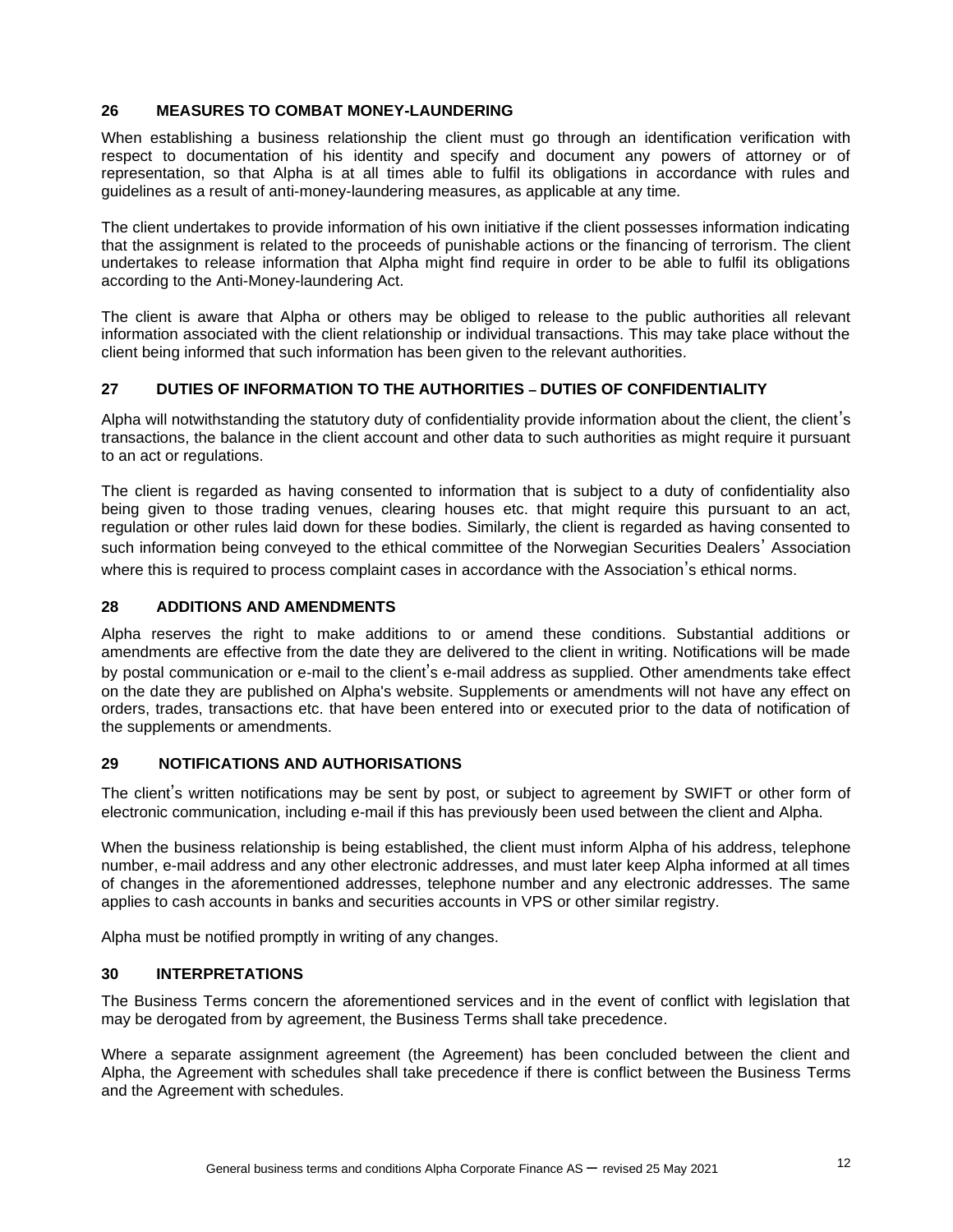## 26 MEASURES TO COMBAT MONEY-LAUNDERING

When establishing a business relationship the client must go through an identification verification with respect to documentation of his identity and specify and document any powers of attorney or of representation, so that Alpha is at all times able to fulfil its obligations in accordance with rules and guidelines as a result of anti-money-laundering measures, as applicable at any time.

The client undertakes to provide information of his own initiative if the client possesses information indicating that the assignment is related to the proceeds of punishable actions or the financing of terrorism. The client undertakes to release information that Alpha might find require in order to be able to fulfil its obligations according to the Anti-Money-laundering Act.

The client is aware that Alpha or others may be obliged to release to the public authorities all relevant information associated with the client relationship or individual transactions. This may take place without the client being informed that such information has been given to the relevant authorities.

## 27 DUTIES OF INFORMATION TO THE AUTHORITIES – DUTIES OF CONFIDENTIALITY

Alpha will notwithstanding the statutory duty of confidentiality provide information about the client, the client's transactions, the balance in the client account and other data to such authorities as might require it pursuant to an act or regulations.

The client is regarded as having consented to information that is subject to a duty of confidentiality also being given to those trading venues, clearing houses etc. that might require this pursuant to an act, regulation or other rules laid down for these bodies. Similarly, the client is regarded as having consented to such information being conveyed to the ethical committee of the Norwegian Securities Dealers' Association where this is required to process complaint cases in accordance with the Association's ethical norms.

## 28 ADDITIONS AND AMENDMENTS

Alpha reserves the right to make additions to or amend these conditions. Substantial additions or amendments are effective from the date they are delivered to the client in writing. Notifications will be made by postal communication or e-mail to the client's e-mail address as supplied. Other amendments take effect on the date they are published on Alpha's website. Supplements or amendments will not have any effect on orders, trades, transactions etc. that have been entered into or executed prior to the data of notification of the supplements or amendments.

## 29 NOTIFICATIONS AND AUTHORISATIONS

The client's written notifications may be sent by post, or subject to agreement by SWIFT or other form of electronic communication, including e-mail if this has previously been used between the client and Alpha.

When the business relationship is being established, the client must inform Alpha of his address, telephone number, e-mail address and any other electronic addresses, and must later keep Alpha informed at all times of changes in the aforementioned addresses, telephone number and any electronic addresses. The same applies to cash accounts in banks and securities accounts in VPS or other similar registry.

Alpha must be notified promptly in writing of any changes.

## 30 INTERPRETATIONS

The Business Terms concern the aforementioned services and in the event of conflict with legislation that may be derogated from by agreement, the Business Terms shall take precedence.

Where a separate assignment agreement (the Agreement) has been concluded between the client and Alpha, the Agreement with schedules shall take precedence if there is conflict between the Business Terms and the Agreement with schedules.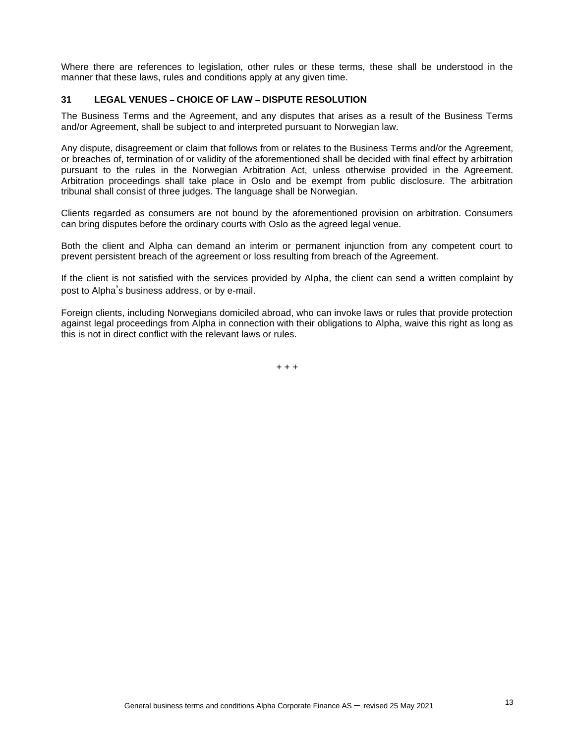Where there are references to legislation, other rules or these terms, these shall be understood in the manner that these laws, rules and conditions apply at any given time.

## 31 LEGAL VENUES – CHOICE OF LAW – DISPUTE RESOLUTION

The Business Terms and the Agreement, and any disputes that arises as a result of the Business Terms and/or Agreement, shall be subject to and interpreted pursuant to Norwegian law.

Any dispute, disagreement or claim that follows from or relates to the Business Terms and/or the Agreement, or breaches of, termination of or validity of the aforementioned shall be decided with final effect by arbitration pursuant to the rules in the Norwegian Arbitration Act, unless otherwise provided in the Agreement. Arbitration proceedings shall take place in Oslo and be exempt from public disclosure. The arbitration tribunal shall consist of three judges. The language shall be Norwegian.

Clients regarded as consumers are not bound by the aforementioned provision on arbitration. Consumers can bring disputes before the ordinary courts with Oslo as the agreed legal venue.

Both the client and Alpha can demand an interim or permanent injunction from any competent court to prevent persistent breach of the agreement or loss resulting from breach of the Agreement.

If the client is not satisfied with the services provided by Alpha, the client can send a written complaint by post to Alpha's business address, or by e-mail.

Foreign clients, including Norwegians domiciled abroad, who can invoke laws or rules that provide protection against legal proceedings from Alpha in connection with their obligations to Alpha, waive this right as long as this is not in direct conflict with the relevant laws or rules.

+ + +